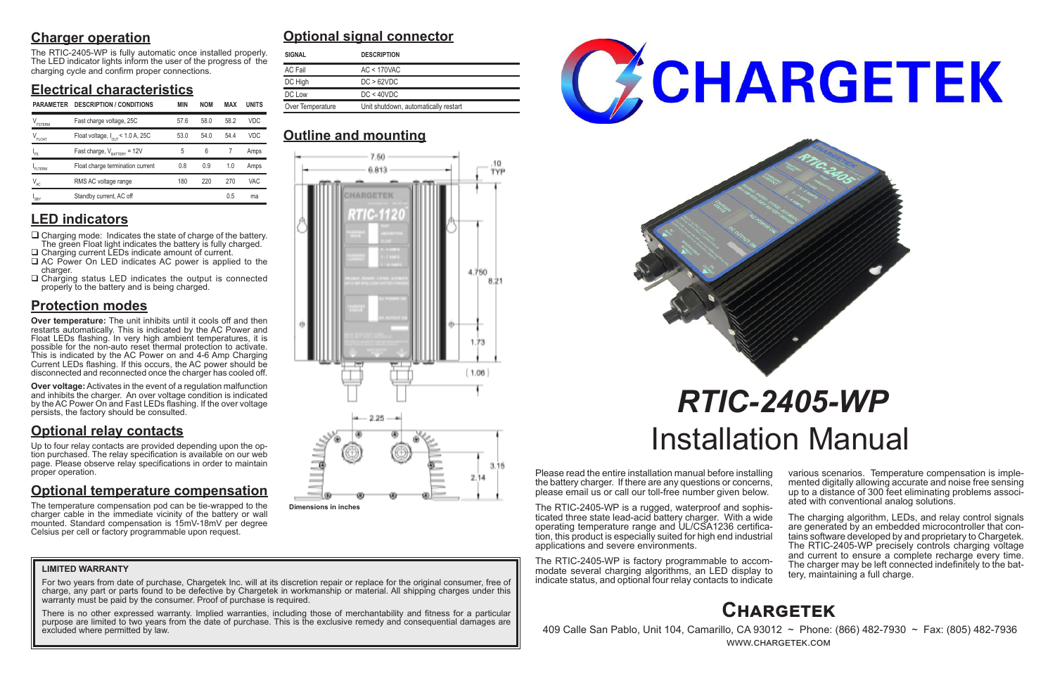## Charger operation

The RTIC-2405-WP is fully automatic once installed properly. The LED indicator lights inform the user of the progress of the charging cycle and confirm proper connections.

## Electrical characteristics

| PARAMETER | DESCRIPTION / CONDITIONS | MIN | NOM | MAX | UNITS |
|---|---|---|---|---|---|
| $V_{FSTERM}$ | Fast charge voltage, 25C | 57.6 | 58.0 | 58.2 | VDC |
| $V_{FLOAT}$ | Float voltage, $I_{OUT}$ < 1.0 A, 25C | 53.0 | 54.0 | 54.4 | VDC |
| $I_{FS}$ | Fast charge, $V_{BATTERY}$ = 12V | 5 | 6 | 7 | Amps |
| $I_{FLTERM}$ | Float charge termination current | 0.8 | 0.9 | 1.0 | Amps |
| $V_{AC}$ | RMS AC voltage range | 180 | 220 | 270 | VAC |
| $I_{SBY}$ | Standby current, AC off | | | 0.5 | ma |

## LED indicators

- ❑ Charging mode: Indicates the state of charge of the battery. The green Float light indicates the battery is fully charged.
- ❑ Charging current LEDs indicate amount of current.
- ❑ AC Power On LED indicates AC power is applied to the charger.
- ❑ Charging status LED indicates the output is connected properly to the battery and is being charged.

## Protection modes

**Over temperature:** The unit inhibits until it cools off and then restarts automatically. This is indicated by the AC Power and Float LEDs flashing. In very high ambient temperatures, it is possible for the non-auto reset thermal protection to activate. This is indicated by the AC Power on and 4-6 Amp Charging Current LEDs flashing. If this occurs, the AC power should be disconnected and reconnected once the charger has cooled off.

**Over voltage:** Activates in the event of a regulation malfunction and inhibits the charger. An over voltage condition is indicated by the AC Power On and Fast LEDs flashing. If the over voltage persists, the factory should be consulted.

## Optional relay contacts

Up to four relay contacts are provided depending upon the option purchased. The relay specification is available on our web page. Please observe relay specifications in order to maintain proper operation.

## Optional temperature compensation

The temperature compensation pod can be tie-wrapped to the charger cable in the immediate vicinity of the battery or wall mounted. Standard compensation is 15mV-18mV per degree Celsius per cell or factory programmable upon request.

## Optional signal connector

| SIGNAL | DESCRIPTION |
|---|---|
| AC Fail | AC < 170VAC |
| DC High | DC > 62VDC |
| DC Low | DC < 40VDC |
| Over Temperature | Unit shutdown, automatically restart |

## Outline and mounting

7.50, 6.813, .10 TYP, 4.750, 8.21, 1.73, (1.06), 2.25, 3.15, 2.14

Dimensions in inches

**LIMITED WARRANTY**

For two years from date of purchase, Chargetek Inc. will at its discretion repair or replace for the original consumer, free of charge, any part or parts found to be defective by Chargetek in workmanship or material. All shipping charges under this warranty must be paid by the consumer. Proof of purchase is required.

There is no other expressed warranty. Implied warranties, including those of merchantability and fitness for a particular purpose are limited to two years from the date of purchase. This is the exclusive remedy and consequential damages are excluded where permitted by law.

# CHARGETEK

# *RTIC-2405-WP*
# Installation Manual

Please read the entire installation manual before installing the battery charger. If there are any questions or concerns, please email us or call our toll-free number given below.

The RTIC-2405-WP is a rugged, waterproof and sophisticated three state lead-acid battery charger. With a wide operating temperature range and UL/CSA1236 certification, this product is especially suited for high end industrial applications and severe environments.

The RTIC-2405-WP is factory programmable to accommodate several charging algorithms, an LED display to indicate status, and optional four relay contacts to indicate various scenarios. Temperature compensation is implemented digitally allowing accurate and noise free sensing up to a distance of 300 feet eliminating problems associated with conventional analog solutions.

The charging algorithm, LEDs, and relay control signals are generated by an embedded microcontroller that contains software developed by and proprietary to Chargetek. The RTIC-2405-WP precisely controls charging voltage and current to ensure a complete recharge every time. The charger may be left connected indefinitely to the battery, maintaining a full charge.

## Chargetek

409 Calle San Pablo, Unit 104, Camarillo, CA 93012 ~ Phone: (866) 482-7930 ~ Fax: (805) 482-7936
WWW.CHARGETEK.COM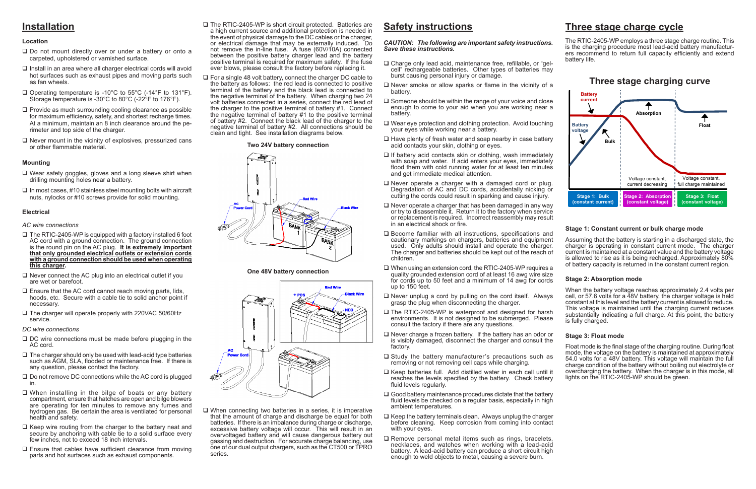## Installation

### Location

- ❑ Do not mount directly over or under a battery or onto a carpeted, upholstered or varnished surface.
- ❑ Install in an area where all charger electrical cords will avoid hot surfaces such as exhaust pipes and moving parts such as fan wheels.
- ❑ Operating temperature is -10°C to 55°C (-14°F to 131°F). Storage temperature is -30°C to 80°C (-22°F to 176°F).
- ❑ Provide as much surrounding cooling clearance as possible for maximum efficiency, safety, and shortest recharge times. At a minimum, maintain an 8 inch clearance around the perimeter and top side of the charger.
- ❑ Never mount in the vicinity of explosives, pressurized cans or other flammable material.

### Mounting

- ❑ Wear safety goggles, gloves and a long sleeve shirt when drilling mounting holes near a battery.
- ❑ In most cases, #10 stainless steel mounting bolts with aircraft nuts, nylocks or #10 screws provide for solid mounting.

### Electrical

*AC wire connections*

- ❑ The RTIC-2405-WP is equipped with a factory installed 6 foot AC cord with a ground connection. The ground connection is the round pin on the AC plug. **It is extremely important that only grounded electrical outlets or extension cords with a ground connection should be used when operating this charger.**
- ❑ Never connect the AC plug into an electrical outlet if you are wet or barefoot.
- ❑ Ensure that the AC cord cannot reach moving parts, lids, hoods, etc. Secure with a cable tie to solid anchor point if necessary.
- ❑ The charger will operate properly with 220VAC 50/60Hz service.

*DC wire connections*

- ❑ DC wire connections must be made before plugging in the AC cord.
- ❑ The charger should only be used with lead-acid type batteries such as AGM, SLA, flooded or maintenance free. If there is any question, please contact the factory.
- ❑ Do not remove DC connections while the AC cord is plugged in.
- ❑ When installing in the bilge of boats or any battery compartment, ensure that hatches are open and bilge blowers are operating for ten minutes to remove any fumes and hydrogen gas. Be certain the area is ventilated for personal health and safety.
- ❑ Keep wire routing from the charger to the battery neat and secure by anchoring with cable tie to a solid surface every few inches, not to exceed 18 inch intervals.
- ❑ Ensure that cables have sufficient clearance from moving parts and hot surfaces such as exhaust components.
- ❑ The RTIC-2405-WP is short circuit protected. Batteries are a high current source and additional protection is needed in the event of physical damage to the DC cables or the charger, or electrical damage that may be externally induced. Do not remove the in-line fuse. A fuse (60V/10A) connected between the positive battery charger lead and the battery positive terminal is required for maximum safety. If the fuse ever blows, please consult the factory before replacing it.
- ❑ For a single 48 volt battery, connect the charger DC cable to the battery as follows: the red lead is connected to positive terminal of the battery and the black lead is connected to the negative terminal of the battery. When charging two 24 volt batteries connected in a series, connect the red lead of the charger to the positive terminal of battery #1. Connect the negative terminal of battery #1 to the positive terminal of battery #2. Connect the black lead of the charger to the negative terminal of battery #2. All connections should be clean and tight. See installation diagrams below.

**Two 24V battery connection**

AC Power Cord
Red Wire
Black Wire
BANK 1
BANK 2

**One 48V battery connection**

Red Wire
+ POS
Black Wire
- NEG
AC Power Cord

- ❑ When connecting two batteries in a series, it is imperative that the amount of charge and discharge be equal for both batteries. If there is an imbalance during charge or discharge, excessive battery voltage will occur. This will result in an overvoltaged battery and will cause dangerous battery out gassing and destruction. For accurate charge balancing, use one of our dual output chargers, such as the CT500 or TPRO series.

## Safety instructions

***CAUTION: The following are important safety instructions. Save these instructions.***

- ❑ Charge only lead acid, maintenance free, refillable, or "gel-cell" rechargeable batteries. Other types of batteries may burst causing personal injury or damage.
- ❑ Never smoke or allow sparks or flame in the vicinity of a battery.
- ❑ Someone should be within the range of your voice and close enough to come to your aid when you are working near a battery.
- ❑ Wear eye protection and clothing protection. Avoid touching your eyes while working near a battery.
- ❑ Have plenty of fresh water and soap nearby in case battery acid contacts your skin, clothing or eyes.
- ❑ If battery acid contacts skin or clothing, wash immediately with soap and water. If acid enters your eyes, immediately flood them with cold running water for at least ten minutes and get immediate medical attention.
- ❑ Never operate a charger with a damaged cord or plug. Degradation of AC and DC cords, accidentally nicking or cutting the cords could result in sparking and cause injury.
- ❑ Never operate a charger that has been damaged in any way or try to disassemble it. Return it to the factory when service or replacement is required. Incorrect reassembly may result in an electrical shock or fire.
- ❑ Become familiar with all instructions, specifications and cautionary markings on chargers, batteries and equipment used. Only adults should install and operate the charger. The charger and batteries should be kept out of the reach of children.
- ❑ When using an extension cord, the RTIC-2405-WP requires a quality grounded extension cord of at least 16 awg wire size for cords up to 50 feet and a minimum of 14 awg for cords up to 150 feet.
- ❑ Never unplug a cord by pulling on the cord itself. Always grasp the plug when disconnecting the charger.
- ❑ The RTIC-2405-WP is waterproof and designed for harsh environments. It is not designed to be submerged. Please consult the factory if there are any questions.
- ❑ Never charge a frozen battery. If the battery has an odor or is visibly damaged, disconnect the charger and consult the factory.
- ❑ Study the battery manufacturer's precautions such as removing or not removing cell caps while charging.
- ❑ Keep batteries full. Add distilled water in each cell until it reaches the levels specified by the battery. Check battery fluid levels regularly.
- ❑ Good battery maintenance procedures dictate that the battery fluid levels be checked on a regular basis, especially in high ambient temperatures.
- ❑ Keep the battery terminals clean. Always unplug the charger before cleaning. Keep corrosion from coming into contact with your eyes.
- ❑ Remove personal metal items such as rings, bracelets, necklaces, and watches when working with a lead-acid battery. A lead-acid battery can produce a short circuit high enough to weld objects to metal, causing a severe burn.

## Three stage charge cycle

The RTIC-2405-WP employs a three stage charge routine. This is the charging procedure most lead-acid battery manufacturers recommend to return full capacity efficiently and extend battery life.

**Three stage charging curve**

Battery current
Battery voltage
Bulk
Absorption
Float
Voltage constant, current decreasing
Voltage constant, full charge maintained
Stage 1: Bulk (constant current)
Stage 2: Absorption (constant voltage)
Stage 3: Float (constant voltage)

### Stage 1: Constant current or bulk charge mode

Assuming that the battery is starting in a discharged state, the charger is operating in constant current mode. The charger current is maintained at a constant value and the battery voltage is allowed to rise as it is being recharged. Approximately 80% of battery capacity is returned in the constant current region.

### Stage 2: Absorption mode

When the battery voltage reaches approximately 2.4 volts per cell, or 57.6 volts for a 48V battery, the charger voltage is held constant at this level and the battery current is allowed to reduce. This voltage is maintained until the charging current reduces substantially indicating a full charge. At this point, the battery is fully charged.

### Stage 3: Float mode

Float mode is the final stage of the charging routine. During float mode, the voltage on the battery is maintained at approximately 54.0 volts for a 48V battery. This voltage will maintain the full charge condition of the battery without boiling out electrolyte or overcharging the battery. When the charger is in this mode, all lights on the RTIC-2405-WP should be green.